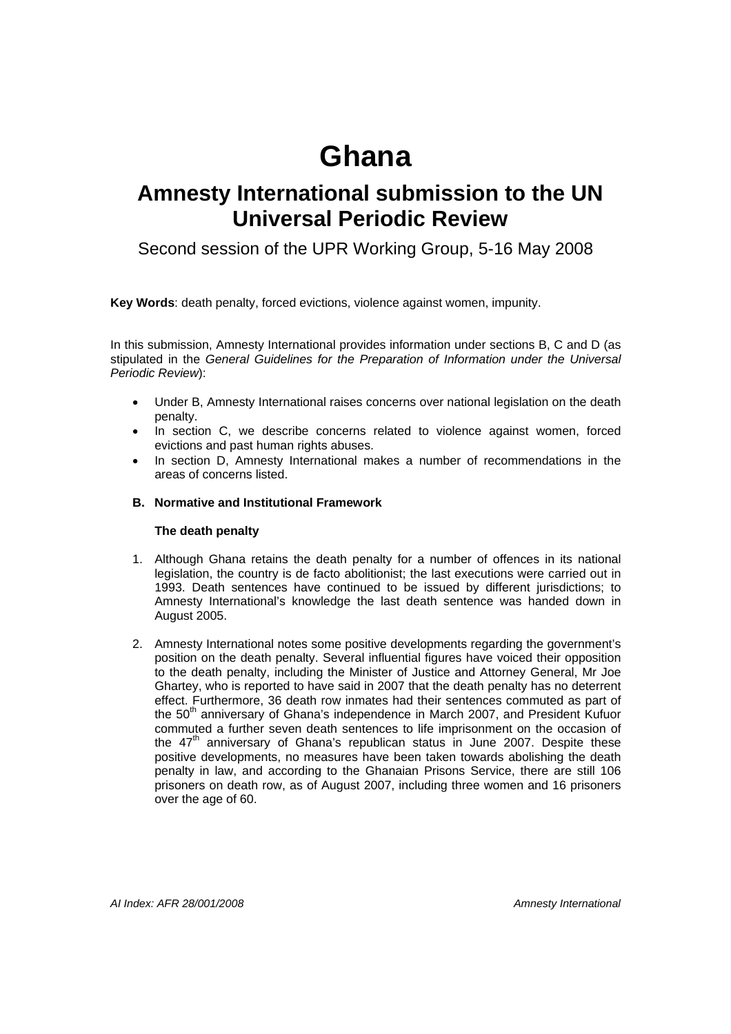# Ghana

## Amnesty International submission to the UN Universal Periodic Review

Second session of the UPR Working Group, 5-16 May 2008

**Key Words**: death penalty, forced evictions, violence against women, impunity.

In this submission, Amnesty International provides information under sections B, C and D (as stipulated in the *General Guidelines for the Preparation of Information under the Universal Periodic Review*):

- Under B, Amnesty International raises concerns over national legislation on the death penalty.
- In section C, we describe concerns related to violence against women, forced evictions and past human rights abuses.
- In section D, Amnesty International makes a number of recommendations in the areas of concerns listed.

### B. Normative and Institutional Framework

#### The death penalty

1. Although Ghana retains the death penalty for a number of offences in its national legislation, the country is de facto abolitionist; the last executions were carried out in 1993. Death sentences have continued to be issued by different jurisdictions; to Amnesty International's knowledge the last death sentence was handed down in August 2005.

2. Amnesty International notes some positive developments regarding the government's position on the death penalty. Several influential figures have voiced their opposition to the death penalty, including the Minister of Justice and Attorney General, Mr Joe Ghartey, who is reported to have said in 2007 that the death penalty has no deterrent effect. Furthermore, 36 death row inmates had their sentences commuted as part of the 50th anniversary of Ghana's independence in March 2007, and President Kufuor commuted a further seven death sentences to life imprisonment on the occasion of the 47th anniversary of Ghana's republican status in June 2007. Despite these positive developments, no measures have been taken towards abolishing the death penalty in law, and according to the Ghanaian Prisons Service, there are still 106 prisoners on death row, as of August 2007, including three women and 16 prisoners over the age of 60.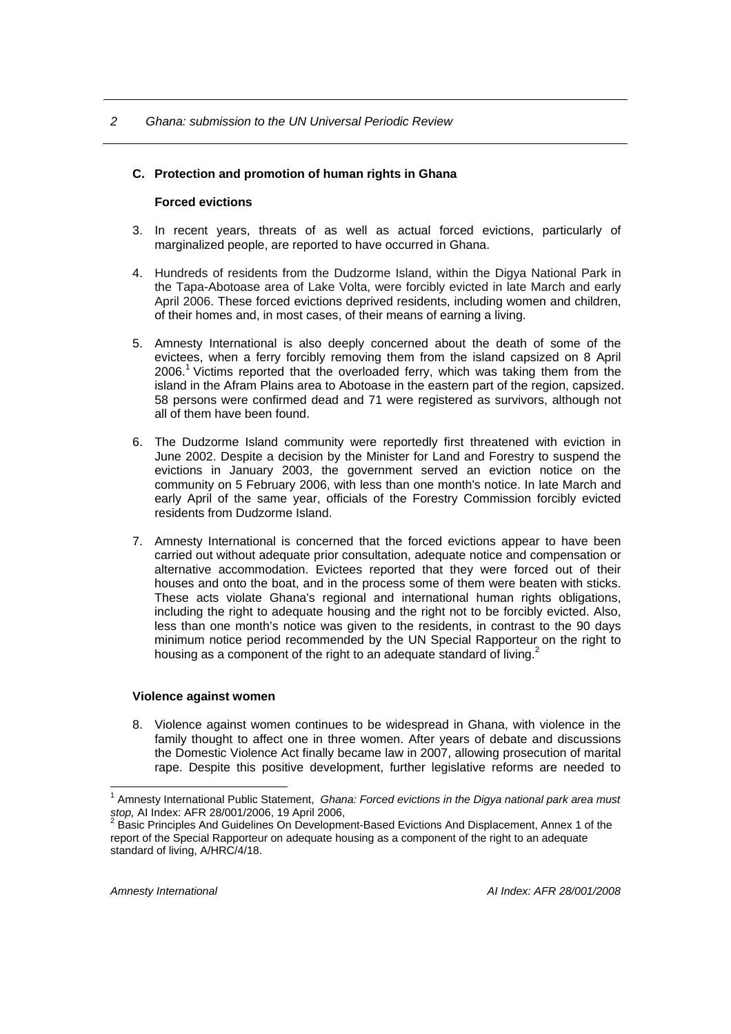### C. Protection and promotion of human rights in Ghana

#### Forced evictions

3. In recent years, threats of as well as actual forced evictions, particularly of marginalized people, are reported to have occurred in Ghana.

4. Hundreds of residents from the Dudzorme Island, within the Digya National Park in the Tapa-Abotoase area of Lake Volta, were forcibly evicted in late March and early April 2006. These forced evictions deprived residents, including women and children, of their homes and, in most cases, of their means of earning a living.

5. Amnesty International is also deeply concerned about the death of some of the evictees, when a ferry forcibly removing them from the island capsized on 8 April 2006.[1] Victims reported that the overloaded ferry, which was taking them from the island in the Afram Plains area to Abotoase in the eastern part of the region, capsized. 58 persons were confirmed dead and 71 were registered as survivors, although not all of them have been found.

6. The Dudzorme Island community were reportedly first threatened with eviction in June 2002. Despite a decision by the Minister for Land and Forestry to suspend the evictions in January 2003, the government served an eviction notice on the community on 5 February 2006, with less than one month's notice. In late March and early April of the same year, officials of the Forestry Commission forcibly evicted residents from Dudzorme Island.

7. Amnesty International is concerned that the forced evictions appear to have been carried out without adequate prior consultation, adequate notice and compensation or alternative accommodation. Evictees reported that they were forced out of their houses and onto the boat, and in the process some of them were beaten with sticks. These acts violate Ghana's regional and international human rights obligations, including the right to adequate housing and the right not to be forcibly evicted. Also, less than one month's notice was given to the residents, in contrast to the 90 days minimum notice period recommended by the UN Special Rapporteur on the right to housing as a component of the right to an adequate standard of living.[2]

#### Violence against women

8. Violence against women continues to be widespread in Ghana, with violence in the family thought to affect one in three women. After years of debate and discussions the Domestic Violence Act finally became law in 2007, allowing prosecution of marital rape. Despite this positive development, further legislative reforms are needed to

---

[1] Amnesty International Public Statement, *Ghana: Forced evictions in the Digya national park area must stop,* AI Index: AFR 28/001/2006, 19 April 2006,

[2] Basic Principles And Guidelines On Development-Based Evictions And Displacement, Annex 1 of the report of the Special Rapporteur on adequate housing as a component of the right to an adequate standard of living, A/HRC/4/18.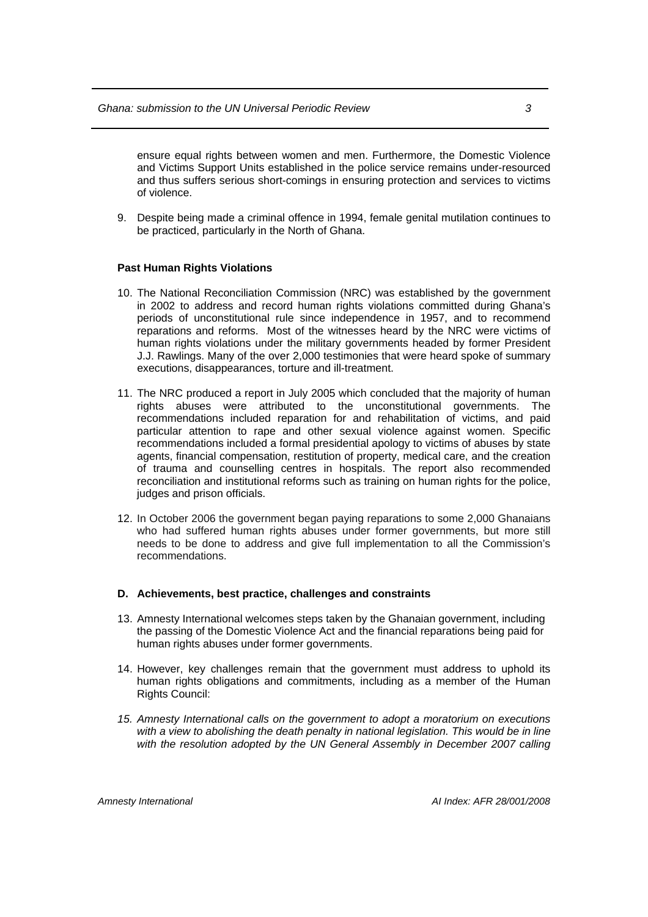ensure equal rights between women and men. Furthermore, the Domestic Violence and Victims Support Units established in the police service remains under-resourced and thus suffers serious short-comings in ensuring protection and services to victims of violence.

9. Despite being made a criminal offence in 1994, female genital mutilation continues to be practiced, particularly in the North of Ghana.

**Past Human Rights Violations**

10. The National Reconciliation Commission (NRC) was established by the government in 2002 to address and record human rights violations committed during Ghana's periods of unconstitutional rule since independence in 1957, and to recommend reparations and reforms. Most of the witnesses heard by the NRC were victims of human rights violations under the military governments headed by former President J.J. Rawlings. Many of the over 2,000 testimonies that were heard spoke of summary executions, disappearances, torture and ill-treatment.

11. The NRC produced a report in July 2005 which concluded that the majority of human rights abuses were attributed to the unconstitutional governments. The recommendations included reparation for and rehabilitation of victims, and paid particular attention to rape and other sexual violence against women. Specific recommendations included a formal presidential apology to victims of abuses by state agents, financial compensation, restitution of property, medical care, and the creation of trauma and counselling centres in hospitals. The report also recommended reconciliation and institutional reforms such as training on human rights for the police, judges and prison officials.

12. In October 2006 the government began paying reparations to some 2,000 Ghanaians who had suffered human rights abuses under former governments, but more still needs to be done to address and give full implementation to all the Commission's recommendations.

**D. Achievements, best practice, challenges and constraints**

13. Amnesty International welcomes steps taken by the Ghanaian government, including the passing of the Domestic Violence Act and the financial reparations being paid for human rights abuses under former governments.

14. However, key challenges remain that the government must address to uphold its human rights obligations and commitments, including as a member of the Human Rights Council:

*15. Amnesty International calls on the government to adopt a moratorium on executions with a view to abolishing the death penalty in national legislation. This would be in line with the resolution adopted by the UN General Assembly in December 2007 calling*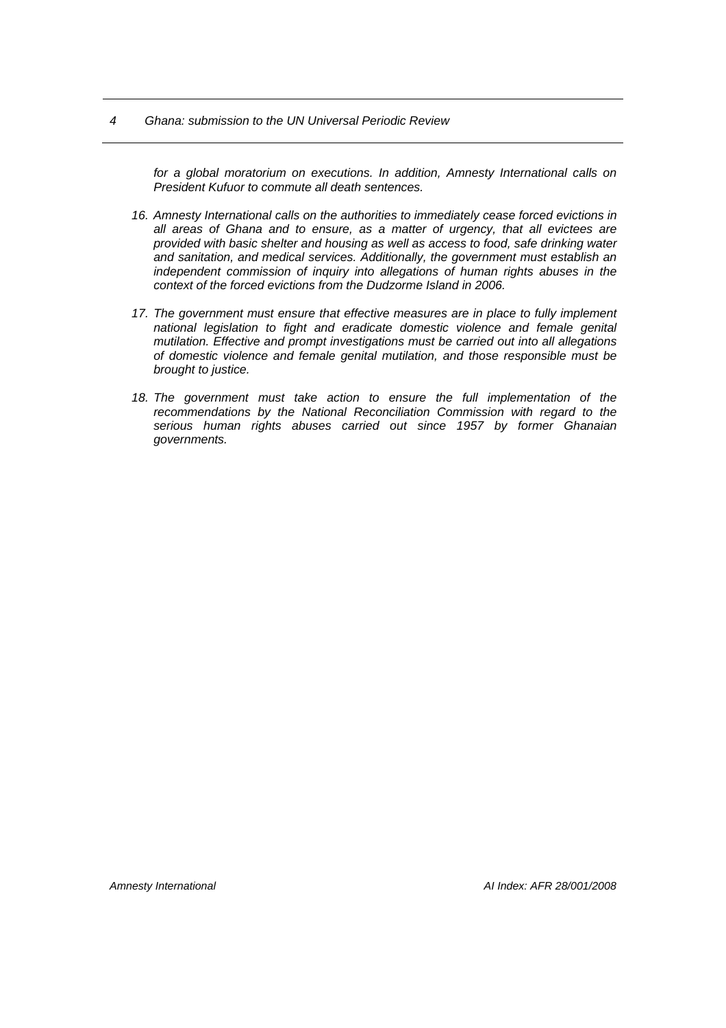*for a global moratorium on executions. In addition, Amnesty International calls on President Kufuor to commute all death sentences.*

16. *Amnesty International calls on the authorities to immediately cease forced evictions in all areas of Ghana and to ensure, as a matter of urgency, that all evictees are provided with basic shelter and housing as well as access to food, safe drinking water and sanitation, and medical services. Additionally, the government must establish an independent commission of inquiry into allegations of human rights abuses in the context of the forced evictions from the Dudzorme Island in 2006.*

17. *The government must ensure that effective measures are in place to fully implement national legislation to fight and eradicate domestic violence and female genital mutilation. Effective and prompt investigations must be carried out into all allegations of domestic violence and female genital mutilation, and those responsible must be brought to justice.*

18. *The government must take action to ensure the full implementation of the recommendations by the National Reconciliation Commission with regard to the serious human rights abuses carried out since 1957 by former Ghanaian governments.*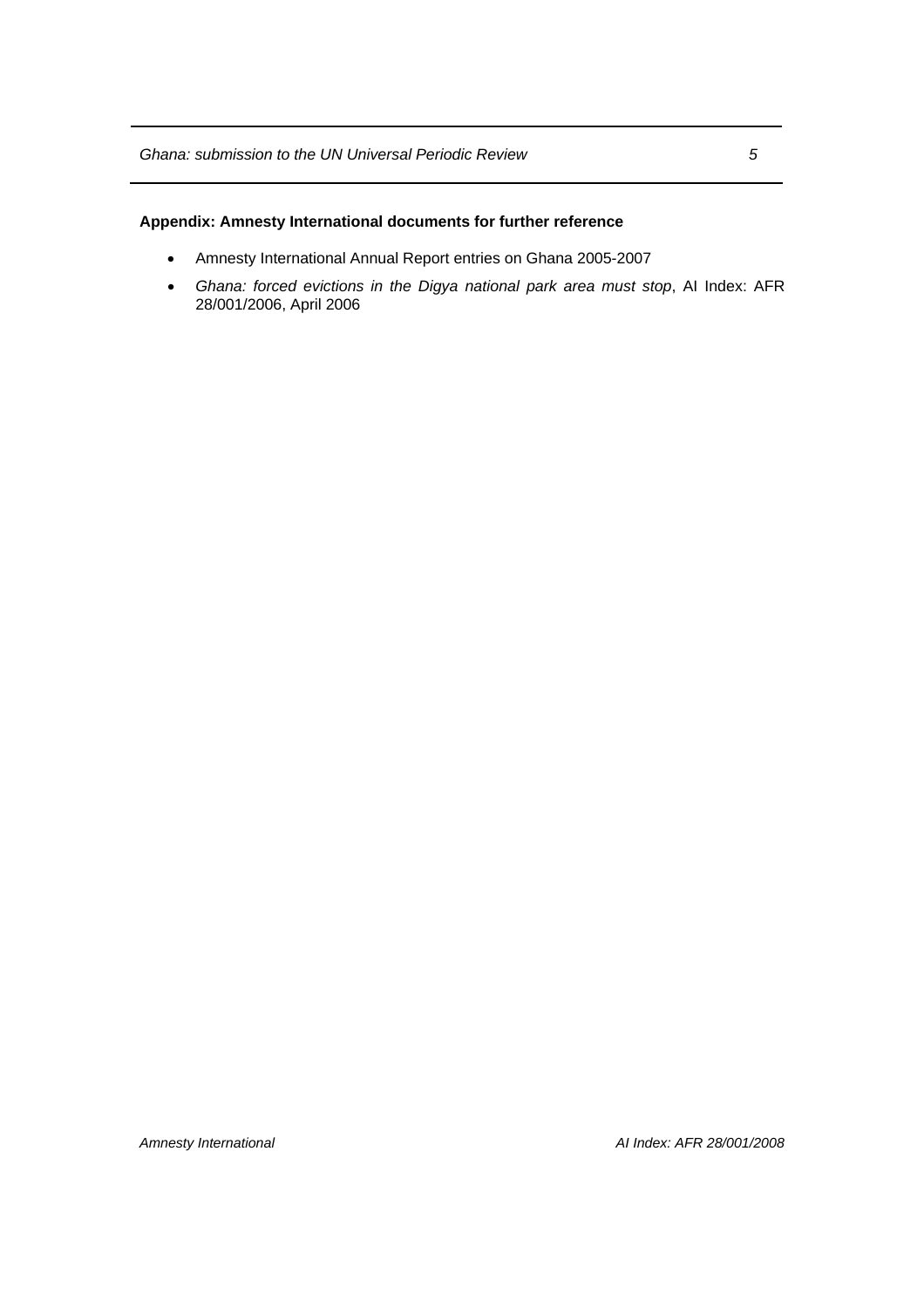**Appendix: Amnesty International documents for further reference**

- Amnesty International Annual Report entries on Ghana 2005-2007
- *Ghana: forced evictions in the Digya national park area must stop*, AI Index: AFR 28/001/2006, April 2006